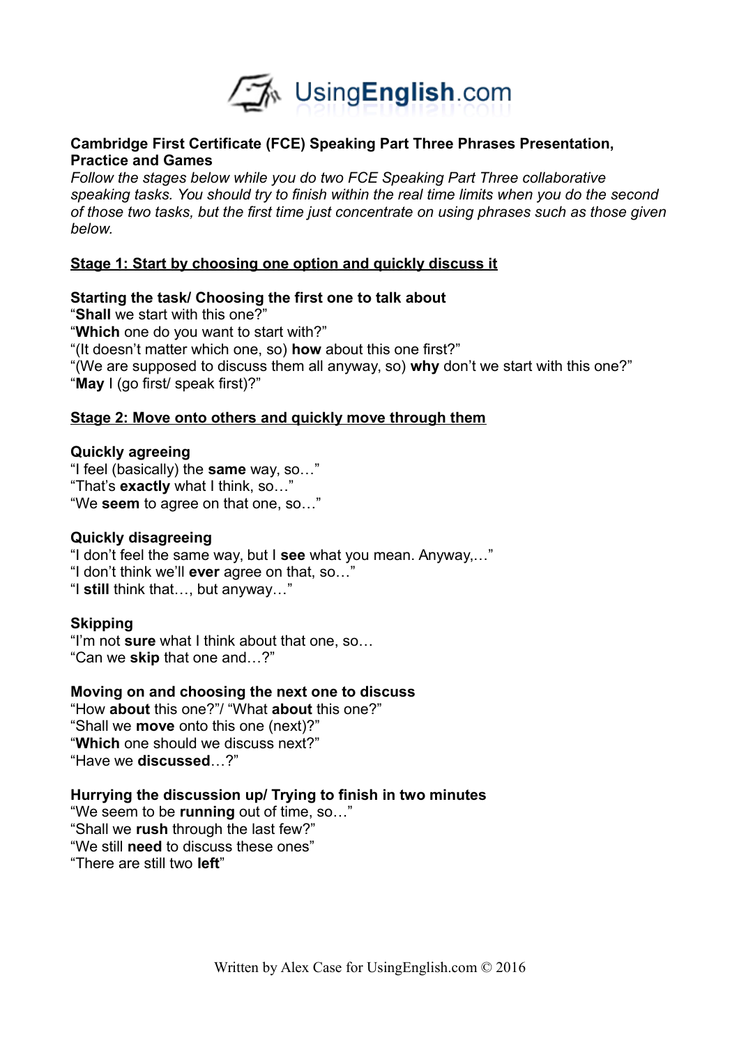# Cambridge First Certificate (FCE) Speaking Part Three Phrases Presentation, Practice and Games

*Follow the stages below while you do two FCE Speaking Part Three collaborative speaking tasks. You should try to finish within the real time limits when you do the second of those two tasks, but the first time just concentrate on using phrases such as those given below.*

## Stage 1: Start by choosing one option and quickly discuss it

### Starting the task/ Choosing the first one to talk about

"**Shall** we start with this one?"
"**Which** one do you want to start with?"
"(It doesn't matter which one, so) **how** about this one first?"
"(We are supposed to discuss them all anyway, so) **why** don't we start with this one?"
"**May** I (go first/ speak first)?"

## Stage 2: Move onto others and quickly move through them

### Quickly agreeing

"I feel (basically) the **same** way, so…"
"That's **exactly** what I think, so…"
"We **seem** to agree on that one, so…"

### Quickly disagreeing

"I don't feel the same way, but I **see** what you mean. Anyway,…"
"I don't think we'll **ever** agree on that, so…"
"I **still** think that…, but anyway…"

### Skipping

"I'm not **sure** what I think about that one, so…
"Can we **skip** that one and…?"

### Moving on and choosing the next one to discuss

"How **about** this one?"/ "What **about** this one?"
"Shall we **move** onto this one (next)?"
"**Which** one should we discuss next?"
"Have we **discussed**…?"

### Hurrying the discussion up/ Trying to finish in two minutes

"We seem to be **running** out of time, so…"
"Shall we **rush** through the last few?"
"We still **need** to discuss these ones"
"There are still two **left**"

Written by Alex Case for UsingEnglish.com © 2016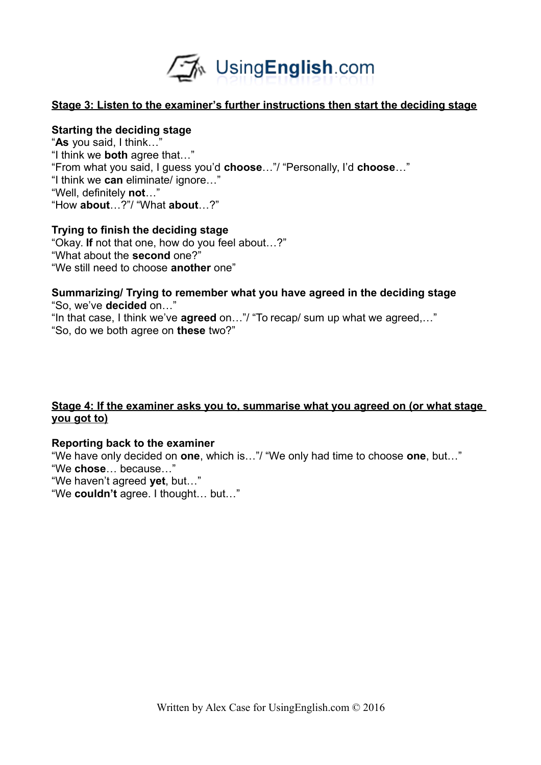## Stage 3: Listen to the examiner's further instructions then start the deciding stage

**Starting the deciding stage**

"**As** you said, I think…"
"I think we **both** agree that…"
"From what you said, I guess you'd **choose**…"/ "Personally, I'd **choose**…"
"I think we **can** eliminate/ ignore…"
"Well, definitely **not**…"
"How **about**…?"/ "What **about**…?"

**Trying to finish the deciding stage**

"Okay. **If** not that one, how do you feel about…?"
"What about the **second** one?"
"We still need to choose **another** one"

**Summarizing/ Trying to remember what you have agreed in the deciding stage**

"So, we've **decided** on…"
"In that case, I think we've **agreed** on…"/ "To recap/ sum up what we agreed,…"
"So, do we both agree on **these** two?"

## Stage 4: If the examiner asks you to, summarise what you agreed on (or what stage you got to)

**Reporting back to the examiner**

"We have only decided on **one**, which is…"/ "We only had time to choose **one**, but…"
"We **chose**… because…"
"We haven't agreed **yet**, but…"
"We **couldn't** agree. I thought… but…"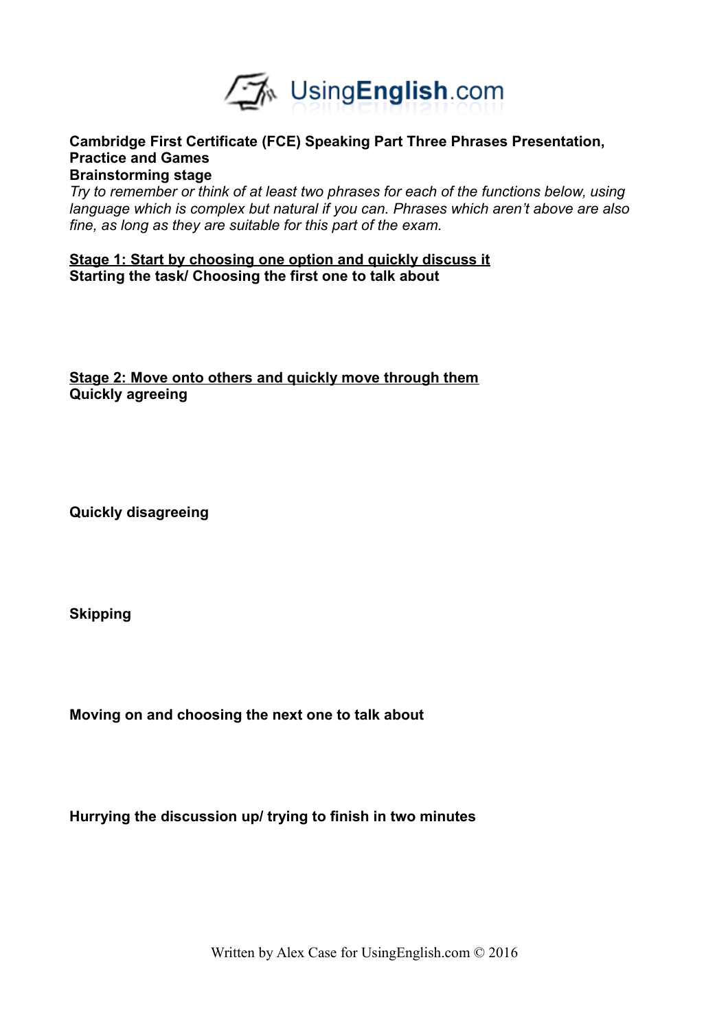**Cambridge First Certificate (FCE) Speaking Part Three Phrases Presentation, Practice and Games**

**Brainstorming stage**

*Try to remember or think of at least two phrases for each of the functions below, using language which is complex but natural if you can. Phrases which aren't above are also fine, as long as they are suitable for this part of the exam.*

**Stage 1: Start by choosing one option and quickly discuss it**

**Starting the task/ Choosing the first one to talk about**

**Stage 2: Move onto others and quickly move through them**

**Quickly agreeing**

**Quickly disagreeing**

**Skipping**

**Moving on and choosing the next one to talk about**

**Hurrying the discussion up/ trying to finish in two minutes**

Written by Alex Case for UsingEnglish.com © 2016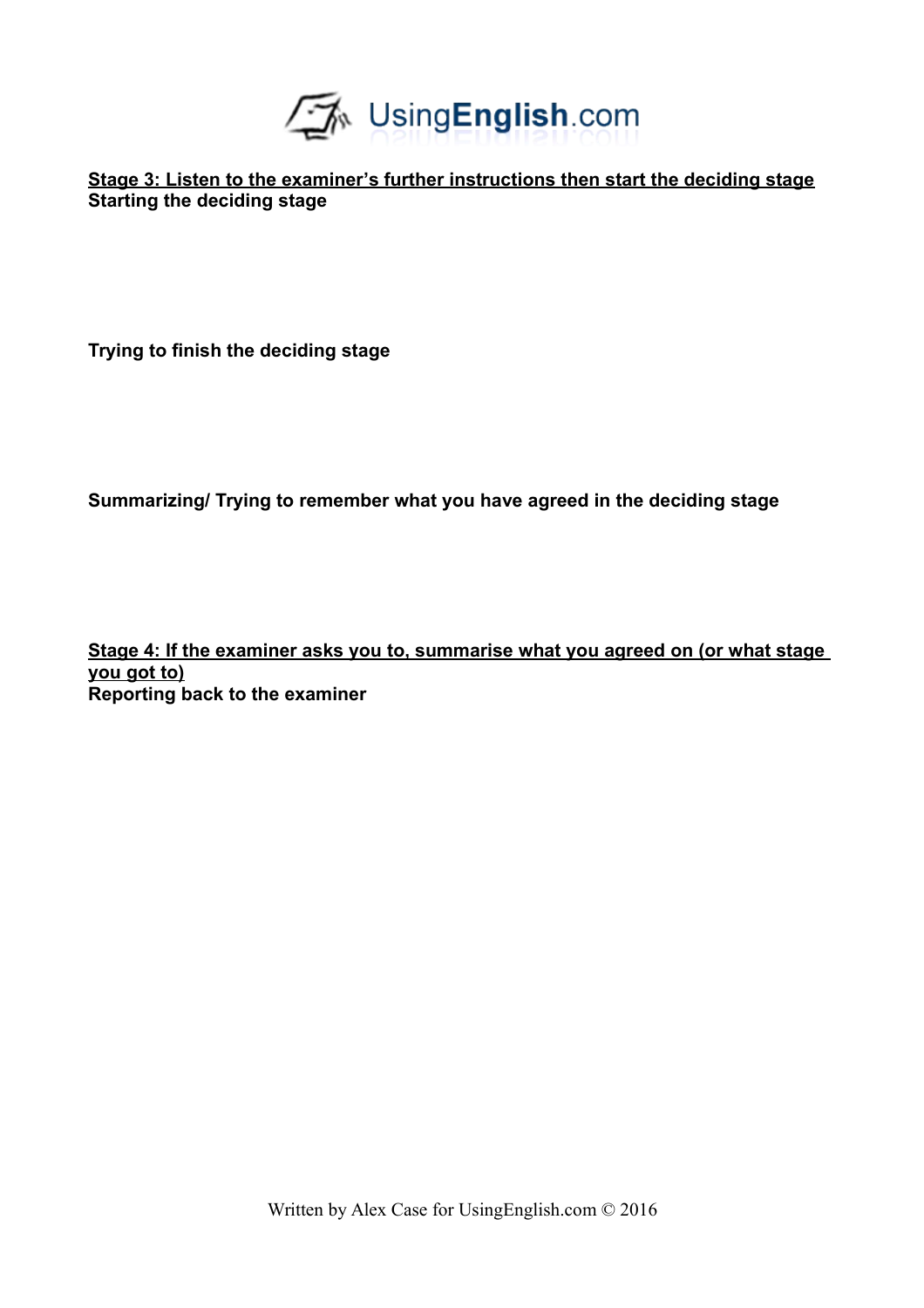**<u>Stage 3: Listen to the examiner's further instructions then start the deciding stage</u>**

**Starting the deciding stage**

**Trying to finish the deciding stage**

**Summarizing/ Trying to remember what you have agreed in the deciding stage**

**<u>Stage 4: If the examiner asks you to, summarise what you agreed on (or what stage you got to)</u>**

**Reporting back to the examiner**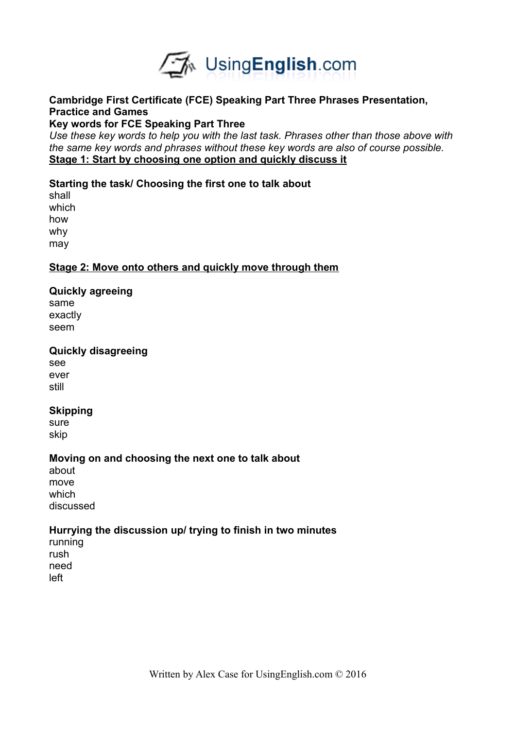**Cambridge First Certificate (FCE) Speaking Part Three Phrases Presentation, Practice and Games**

**Key words for FCE Speaking Part Three**

*Use these key words to help you with the last task. Phrases other than those above with the same key words and phrases without these key words are also of course possible.*

**Stage 1: Start by choosing one option and quickly discuss it**

**Starting the task/ Choosing the first one to talk about**

shall
which
how
why
may

**Stage 2: Move onto others and quickly move through them**

**Quickly agreeing**

same
exactly
seem

**Quickly disagreeing**

see
ever
still

**Skipping**

sure
skip

**Moving on and choosing the next one to talk about**

about
move
which
discussed

**Hurrying the discussion up/ trying to finish in two minutes**

running
rush
need
left

Written by Alex Case for UsingEnglish.com © 2016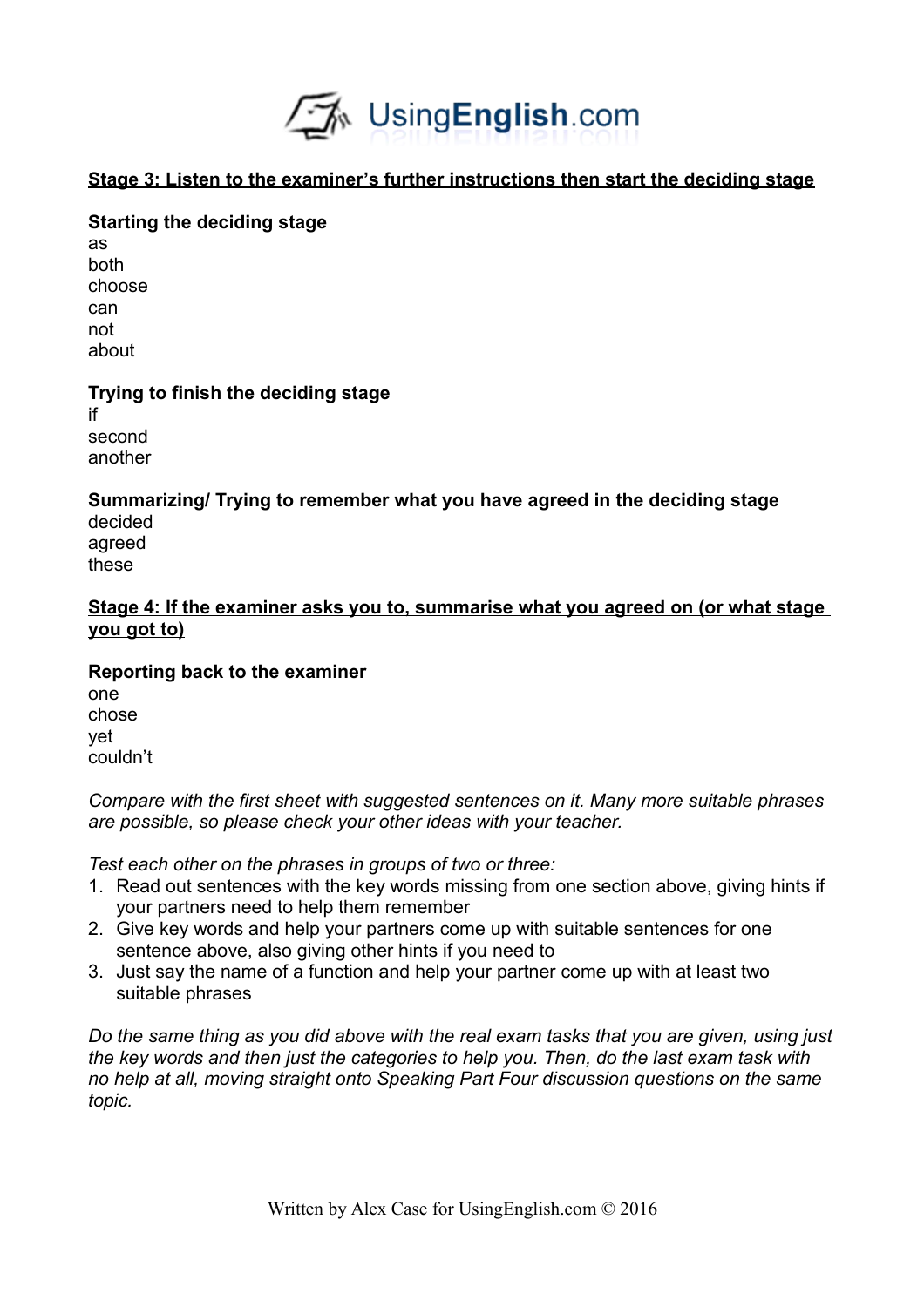**Stage 3: Listen to the examiner's further instructions then start the deciding stage**

**Starting the deciding stage**

as
both
choose
can
not
about

**Trying to finish the deciding stage**

if
second
another

**Summarizing/ Trying to remember what you have agreed in the deciding stage**

decided
agreed
these

**Stage 4: If the examiner asks you to, summarise what you agreed on (or what stage you got to)**

**Reporting back to the examiner**

one
chose
yet
couldn't

*Compare with the first sheet with suggested sentences on it. Many more suitable phrases are possible, so please check your other ideas with your teacher.*

*Test each other on the phrases in groups of two or three:*

1. Read out sentences with the key words missing from one section above, giving hints if your partners need to help them remember
2. Give key words and help your partners come up with suitable sentences for one sentence above, also giving other hints if you need to
3. Just say the name of a function and help your partner come up with at least two suitable phrases

*Do the same thing as you did above with the real exam tasks that you are given, using just the key words and then just the categories to help you. Then, do the last exam task with no help at all, moving straight onto Speaking Part Four discussion questions on the same topic.*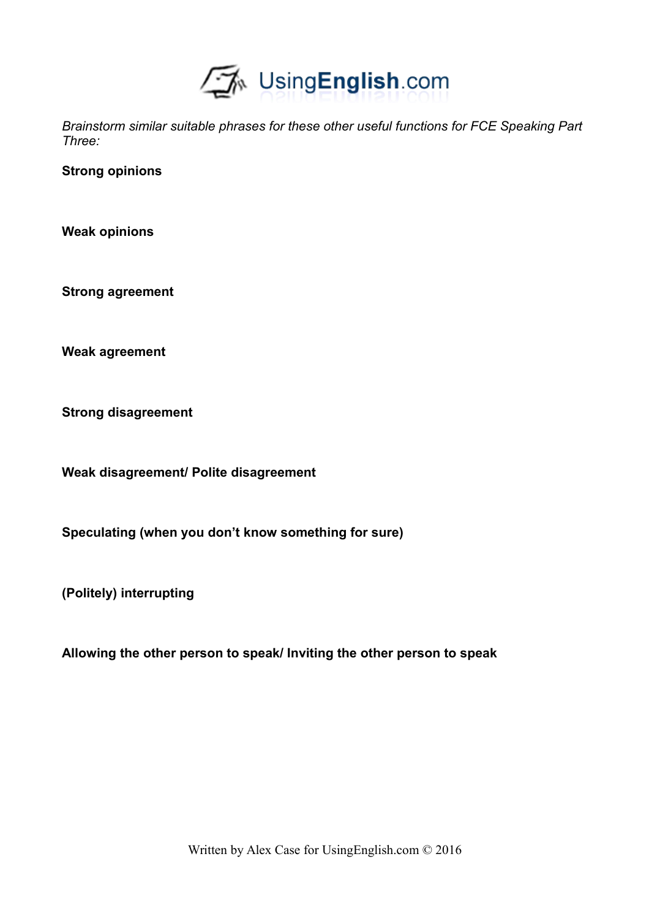*Brainstorm similar suitable phrases for these other useful functions for FCE Speaking Part Three:*

**Strong opinions**

**Weak opinions**

**Strong agreement**

**Weak agreement**

**Strong disagreement**

**Weak disagreement/ Polite disagreement**

**Speculating (when you don't know something for sure)**

**(Politely) interrupting**

**Allowing the other person to speak/ Inviting the other person to speak**

Written by Alex Case for UsingEnglish.com © 2016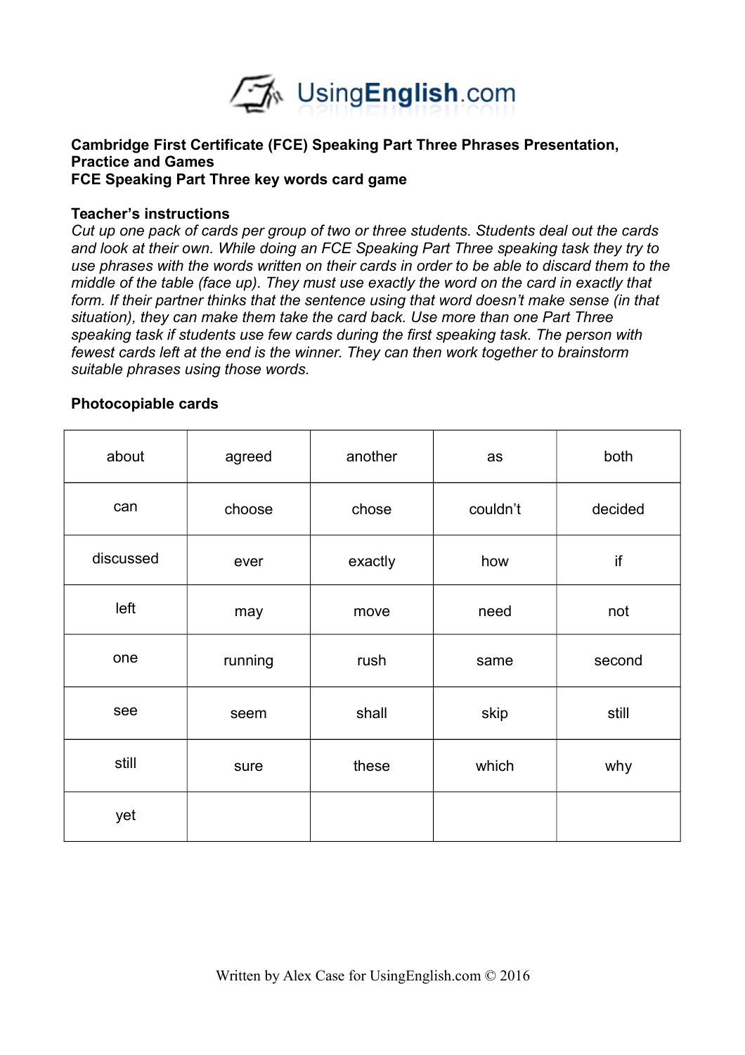**Cambridge First Certificate (FCE) Speaking Part Three Phrases Presentation, Practice and Games**
**FCE Speaking Part Three key words card game**

**Teacher's instructions**
*Cut up one pack of cards per group of two or three students. Students deal out the cards and look at their own. While doing an FCE Speaking Part Three speaking task they try to use phrases with the words written on their cards in order to be able to discard them to the middle of the table (face up). They must use exactly the word on the card in exactly that form. If their partner thinks that the sentence using that word doesn't make sense (in that situation), they can make them take the card back. Use more than one Part Three speaking task if students use few cards during the first speaking task. The person with fewest cards left at the end is the winner. They can then work together to brainstorm suitable phrases using those words.*

**Photocopiable cards**

| | | | | |
|---|---|---|---|---|
| about | agreed | another | as | both |
| can | choose | chose | couldn't | decided |
| discussed | ever | exactly | how | if |
| left | may | move | need | not |
| one | running | rush | same | second |
| see | seem | shall | skip | still |
| still | sure | these | which | why |
| yet | | | | |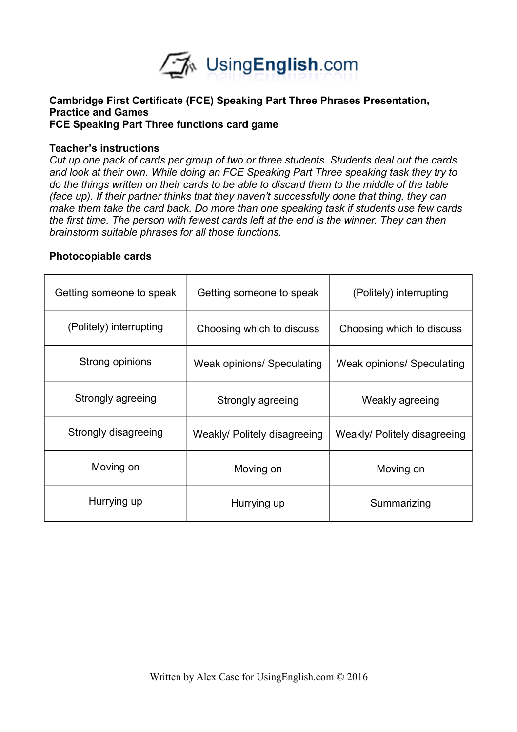**Cambridge First Certificate (FCE) Speaking Part Three Phrases Presentation, Practice and Games**
**FCE Speaking Part Three functions card game**

**Teacher's instructions**
*Cut up one pack of cards per group of two or three students. Students deal out the cards and look at their own. While doing an FCE Speaking Part Three speaking task they try to do the things written on their cards to be able to discard them to the middle of the table (face up). If their partner thinks that they haven't successfully done that thing, they can make them take the card back. Do more than one speaking task if students use few cards the first time. The person with fewest cards left at the end is the winner. They can then brainstorm suitable phrases for all those functions.*

**Photocopiable cards**

| | | |
|---|---|---|
| Getting someone to speak | Getting someone to speak | (Politely) interrupting |
| (Politely) interrupting | Choosing which to discuss | Choosing which to discuss |
| Strong opinions | Weak opinions/ Speculating | Weak opinions/ Speculating |
| Strongly agreeing | Strongly agreeing | Weakly agreeing |
| Strongly disagreeing | Weakly/ Politely disagreeing | Weakly/ Politely disagreeing |
| Moving on | Moving on | Moving on |
| Hurrying up | Hurrying up | Summarizing |

Written by Alex Case for UsingEnglish.com © 2016